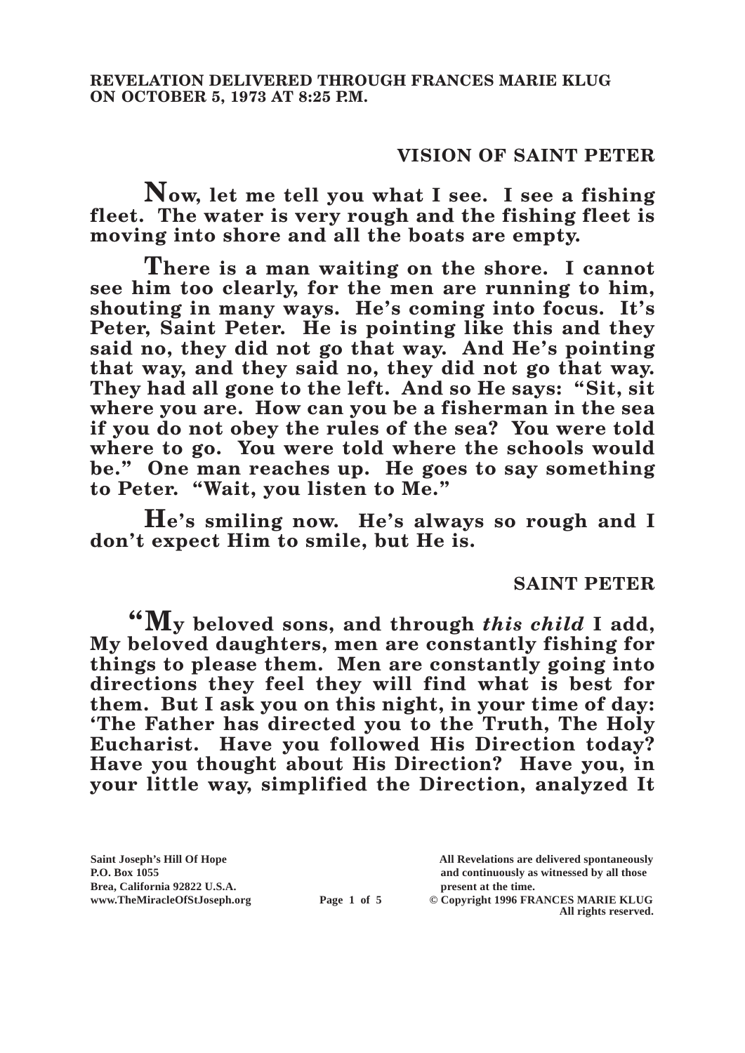**REVELATION DELIVERED THROUGH FRANCES MARIE KLUG ON OCTOBER 5, 1973 AT 8:25 P.M.**

## VISION OF SAINT PETER

**Now, let me tell you what I see. I see a fishing fleet. The water is very rough and the fishing fleet is moving into shore and all the boats are empty.**

**There is a man waiting on the shore. I cannot see him too clearly, for the men are running to him, shouting in many ways. He's coming into focus. It's Peter, Saint Peter. He is pointing like this and they said no, they did not go that way. And He's pointing that way, and they said no, they did not go that way. They had all gone to the left. And so He says: "Sit, sit where you are. How can you be a fisherman in the sea if you do not obey the rules of the sea? You were told where to go. You were told where the schools would be." One man reaches up. He goes to say something to Peter. "Wait, you listen to Me."**

**He's smiling now. He's always so rough and I don't expect Him to smile, but He is.**

## SAINT PETER

**"My beloved sons, and through *this child* I add, My beloved daughters, men are constantly fishing for things to please them. Men are constantly going into directions they feel they will find what is best for them. But I ask you on this night, in your time of day: 'The Father has directed you to the Truth, The Holy Eucharist. Have you followed His Direction today? Have you thought about His Direction? Have you, in your little way, simplified the Direction, analyzed It**

Saint Joseph's Hill Of Hope
P.O. Box 1055
Brea, California 92822 U.S.A.
www.TheMiracleOfStJoseph.org

All Revelations are delivered spontaneously and continuously as witnessed by all those present at the time.
© Copyright 1996 FRANCES MARIE KLUG
All rights reserved.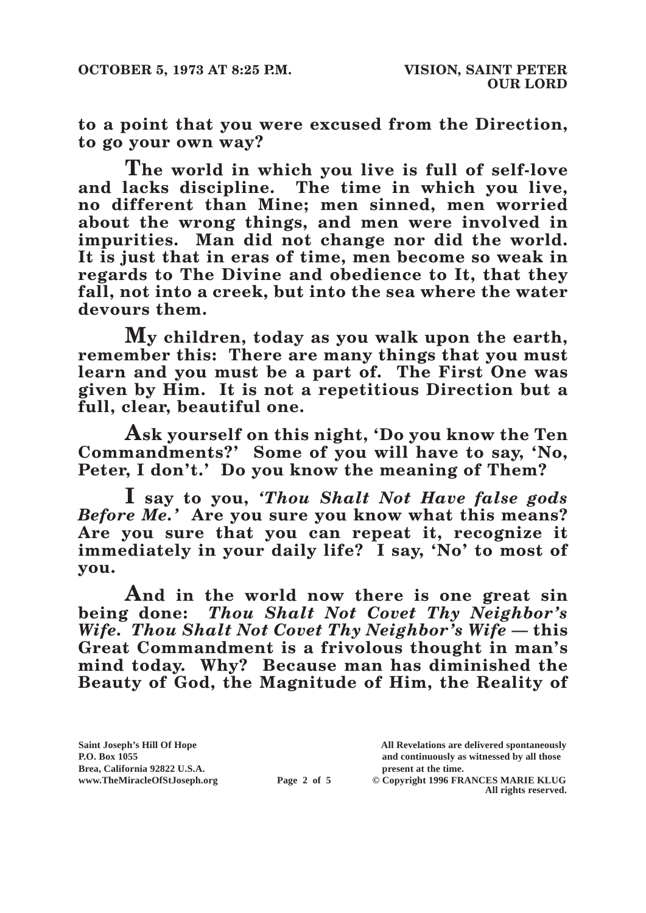**to a point that you were excused from the Direction, to go your own way?**

**The world in which you live is full of self-love and lacks discipline. The time in which you live, no different than Mine; men sinned, men worried about the wrong things, and men were involved in impurities. Man did not change nor did the world. It is just that in eras of time, men become so weak in regards to The Divine and obedience to It, that they fall, not into a creek, but into the sea where the water devours them.**

**My children, today as you walk upon the earth, remember this: There are many things that you must learn and you must be a part of. The First One was given by Him. It is not a repetitious Direction but a full, clear, beautiful one.**

**Ask yourself on this night, 'Do you know the Ten Commandments?' Some of you will have to say, 'No, Peter, I don't.' Do you know the meaning of Them?**

**I say to you, *'Thou Shalt Not Have false gods Before Me.'* Are you sure you know what this means? Are you sure that you can repeat it, recognize it immediately in your daily life? I say, 'No' to most of you.**

**And in the world now there is one great sin being done: *Thou Shalt Not Covet Thy Neighbor's Wife. Thou Shalt Not Covet Thy Neighbor's Wife* — this Great Commandment is a frivolous thought in man's mind today. Why? Because man has diminished the Beauty of God, the Magnitude of Him, the Reality of**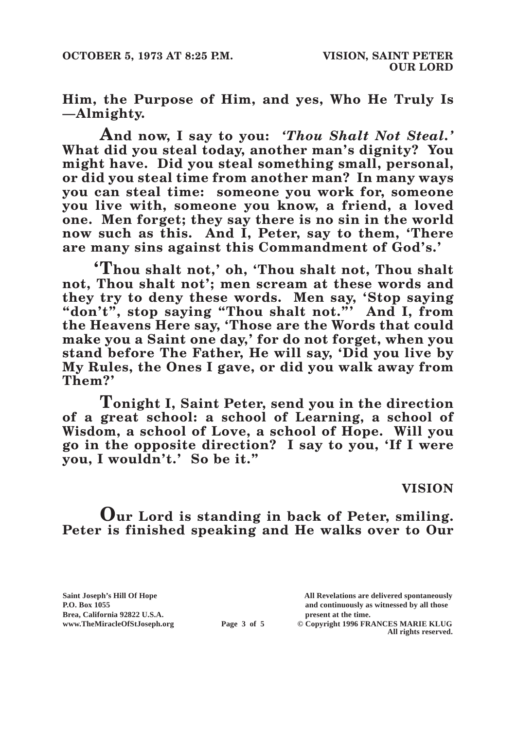**Him, the Purpose of Him, and yes, Who He Truly Is —Almighty.**

**And now, I say to you: *'Thou Shalt Not Steal.'* What did you steal today, another man's dignity? You might have. Did you steal something small, personal, or did you steal time from another man? In many ways you can steal time: someone you work for, someone you live with, someone you know, a friend, a loved one. Men forget; they say there is no sin in the world now such as this. And I, Peter, say to them, 'There are many sins against this Commandment of God's.'**

**'Thou shalt not,' oh, 'Thou shalt not, Thou shalt not, Thou shalt not'; men scream at these words and they try to deny these words. Men say, 'Stop saying "don't", stop saying "Thou shalt not."' And I, from the Heavens Here say, 'Those are the Words that could make you a Saint one day,' for do not forget, when you stand before The Father, He will say, 'Did you live by My Rules, the Ones I gave, or did you walk away from Them?'**

**Tonight I, Saint Peter, send you in the direction of a great school: a school of Learning, a school of Wisdom, a school of Love, a school of Hope. Will you go in the opposite direction? I say to you, 'If I were you, I wouldn't.' So be it."**

**VISION**

**Our Lord is standing in back of Peter, smiling. Peter is finished speaking and He walks over to Our**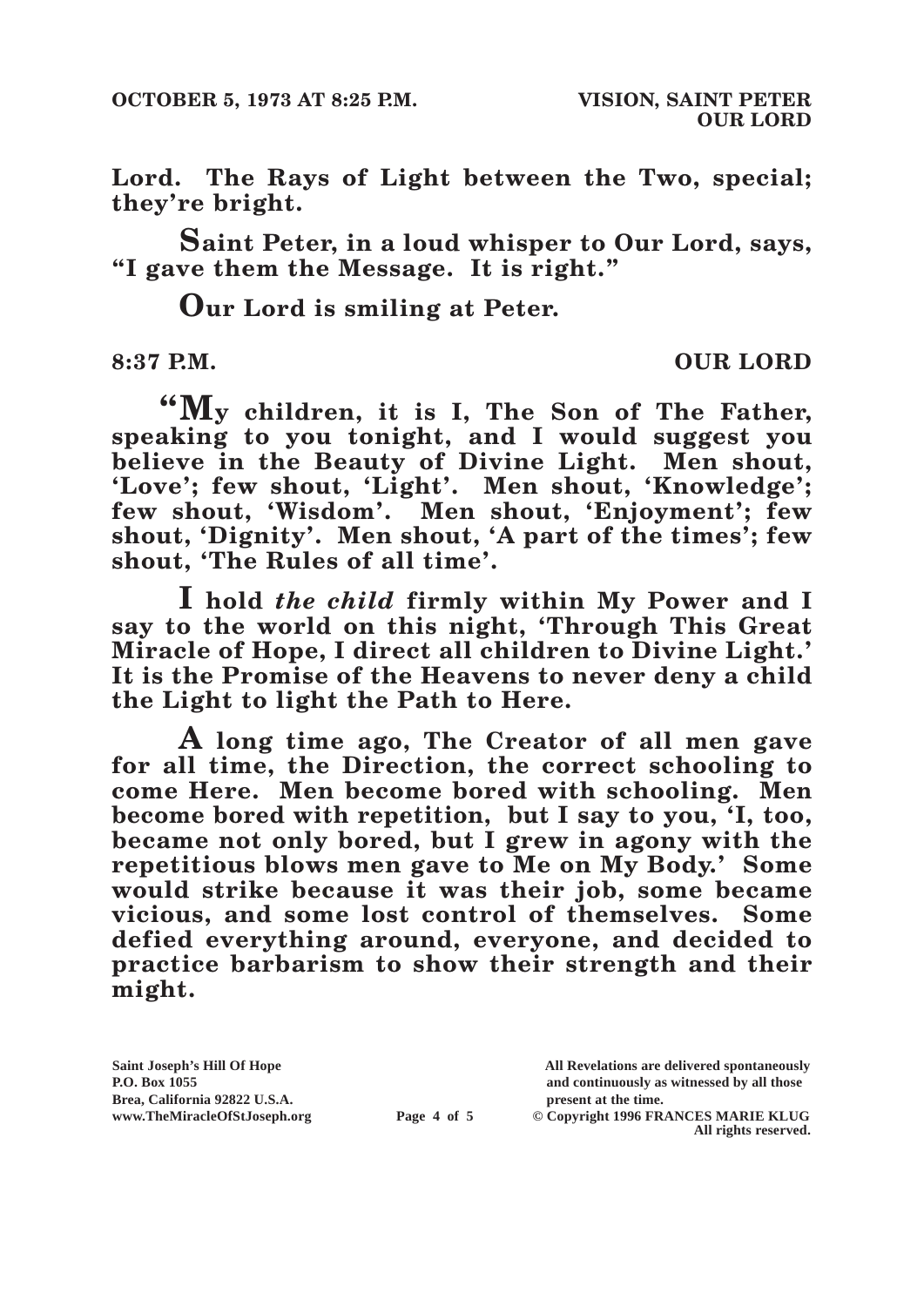**Lord. The Rays of Light between the Two, special; they're bright.**

**Saint Peter, in a loud whisper to Our Lord, says, "I gave them the Message. It is right."**

**Our Lord is smiling at Peter.**

**8:37 P.M. OUR LORD**

**"My children, it is I, The Son of The Father, speaking to you tonight, and I would suggest you believe in the Beauty of Divine Light. Men shout, 'Love'; few shout, 'Light'. Men shout, 'Knowledge'; few shout, 'Wisdom'. Men shout, 'Enjoyment'; few shout, 'Dignity'. Men shout, 'A part of the times'; few shout, 'The Rules of all time'.**

**I hold *the child* firmly within My Power and I say to the world on this night, 'Through This Great Miracle of Hope, I direct all children to Divine Light.' It is the Promise of the Heavens to never deny a child the Light to light the Path to Here.**

**A long time ago, The Creator of all men gave for all time, the Direction, the correct schooling to come Here. Men become bored with schooling. Men become bored with repetition, but I say to you, 'I, too, became not only bored, but I grew in agony with the repetitious blows men gave to Me on My Body.' Some would strike because it was their job, some became vicious, and some lost control of themselves. Some defied everything around, everyone, and decided to practice barbarism to show their strength and their might.**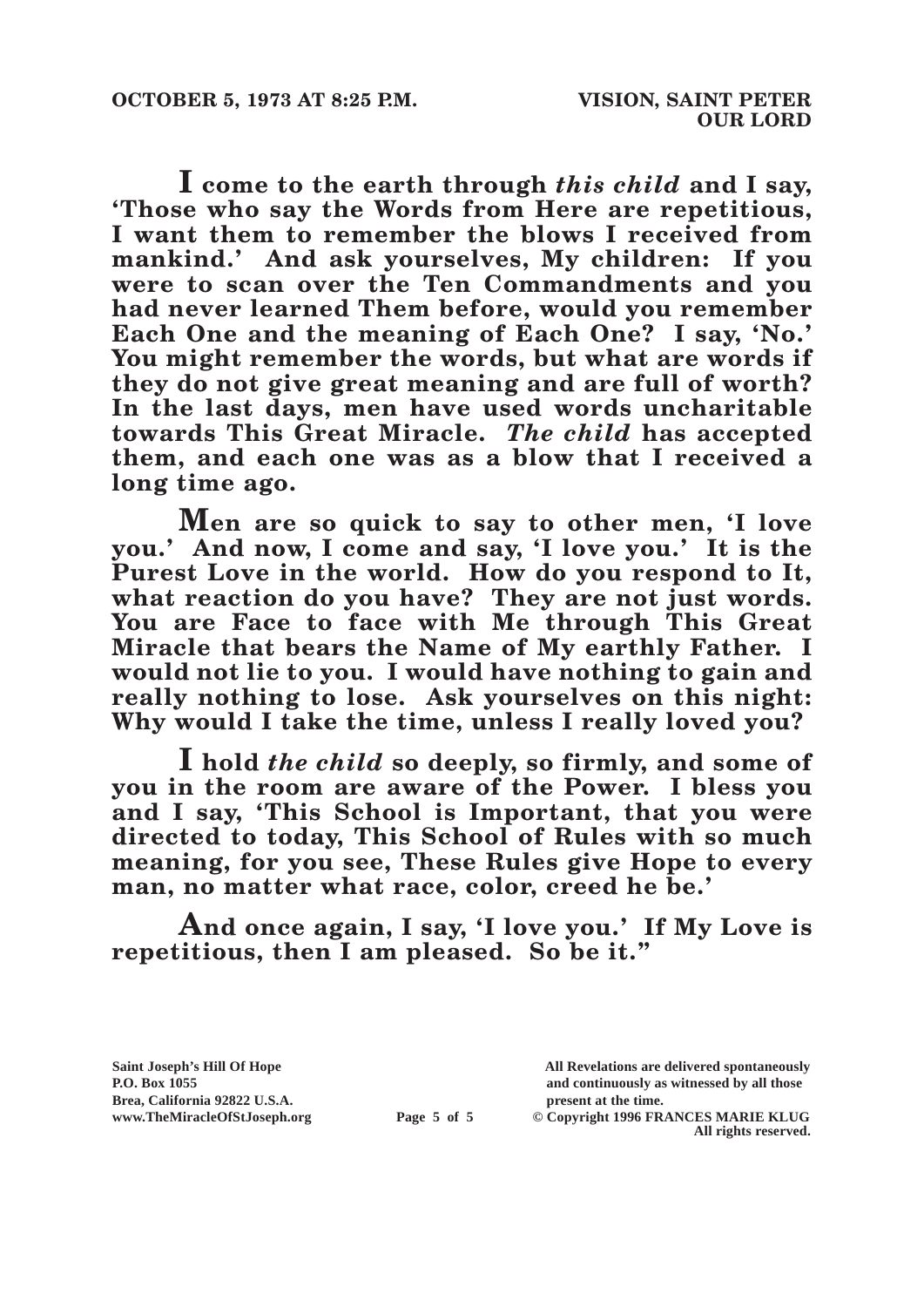**I** **come to the earth through *this child* and I say, 'Those who say the Words from Here are repetitious, I want them to remember the blows I received from mankind.' And ask yourselves, My children: If you were to scan over the Ten Commandments and you had never learned Them before, would you remember Each One and the meaning of Each One? I say, 'No.' You might remember the words, but what are words if they do not give great meaning and are full of worth? In the last days, men have used words uncharitable towards This Great Miracle. *The child* has accepted them, and each one was as a blow that I received a long time ago.**

**Men are so quick to say to other men, 'I love you.' And now, I come and say, 'I love you.' It is the Purest Love in the world. How do you respond to It, what reaction do you have? They are not just words. You are Face to face with Me through This Great Miracle that bears the Name of My earthly Father. I would not lie to you. I would have nothing to gain and really nothing to lose. Ask yourselves on this night: Why would I take the time, unless I really loved you?**

**I hold *the child* so deeply, so firmly, and some of you in the room are aware of the Power. I bless you and I say, 'This School is Important, that you were directed to today, This School of Rules with so much meaning, for you see, These Rules give Hope to every man, no matter what race, color, creed he be.'**

**And once again, I say, 'I love you.' If My Love is repetitious, then I am pleased. So be it."**